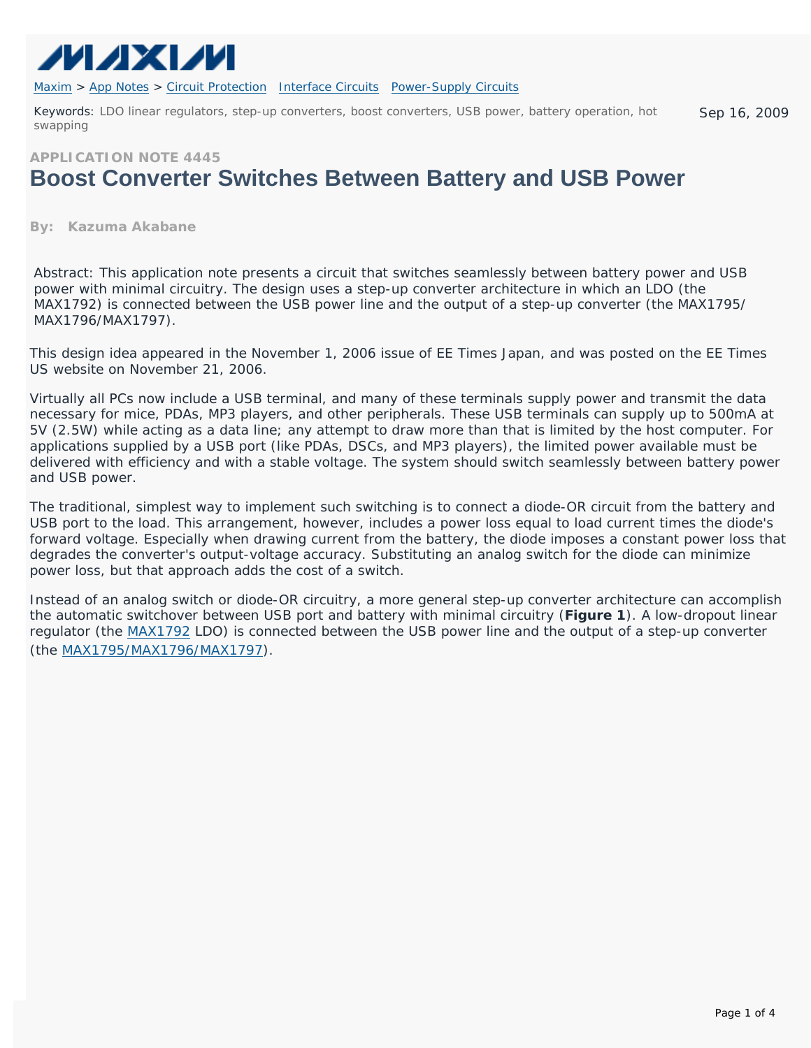Maxim > App Notes > Circuit Protection   Interface Circuits   Power-Supply Circuits

Keywords: LDO linear regulators, step-up converters, boost converters, USB power, battery operation, hot swapping

Sep 16, 2009

APPLICATION NOTE 4445

# Boost Converter Switches Between Battery and USB Power

**By: Kazuma Akabane**

Abstract: This application note presents a circuit that switches seamlessly between battery power and USB power with minimal circuitry. The design uses a step-up converter architecture in which an LDO (the MAX1792) is connected between the USB power line and the output of a step-up converter (the MAX1795/MAX1796/MAX1797).

This design idea appeared in the November 1, 2006 issue of EE Times Japan, and was posted on the EE Times US website on November 21, 2006.

Virtually all PCs now include a USB terminal, and many of these terminals supply power and transmit the data necessary for mice, PDAs, MP3 players, and other peripherals. These USB terminals can supply up to 500mA at 5V (2.5W) while acting as a data line; any attempt to draw more than that is limited by the host computer. For applications supplied by a USB port (like PDAs, DSCs, and MP3 players), the limited power available must be delivered with efficiency and with a stable voltage. The system should switch seamlessly between battery power and USB power.

The traditional, simplest way to implement such switching is to connect a diode-OR circuit from the battery and USB port to the load. This arrangement, however, includes a power loss equal to load current times the diode's forward voltage. Especially when drawing current from the battery, the diode imposes a constant power loss that degrades the converter's output-voltage accuracy. Substituting an analog switch for the diode can minimize power loss, but that approach adds the cost of a switch.

Instead of an analog switch or diode-OR circuitry, a more general step-up converter architecture can accomplish the automatic switchover between USB port and battery with minimal circuitry (**Figure 1**). A low-dropout linear regulator (the MAX1792 LDO) is connected between the USB power line and the output of a step-up converter (the MAX1795/MAX1796/MAX1797).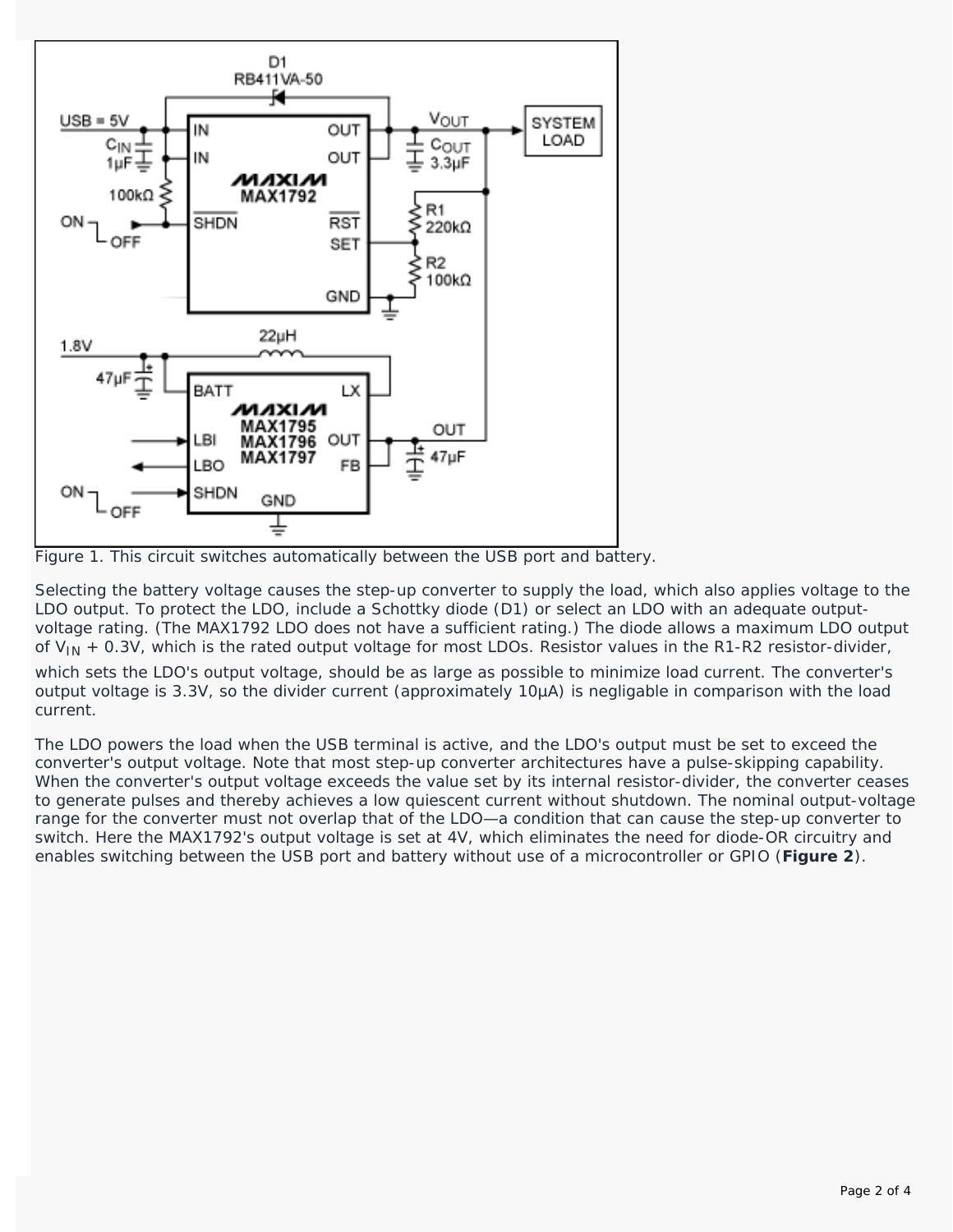Figure 1. This circuit switches automatically between the USB port and battery.

Selecting the battery voltage causes the step-up converter to supply the load, which also applies voltage to the LDO output. To protect the LDO, include a Schottky diode (D1) or select an LDO with an adequate output-voltage rating. (The MAX1792 LDO does not have a sufficient rating.) The diode allows a maximum LDO output of $V_{IN}$ + 0.3V, which is the rated output voltage for most LDOs. Resistor values in the R1-R2 resistor-divider, which sets the LDO's output voltage, should be as large as possible to minimize load current. The converter's output voltage is 3.3V, so the divider current (approximately 10µA) is negligable in comparison with the load current.

The LDO powers the load when the USB terminal is active, and the LDO's output must be set to exceed the converter's output voltage. Note that most step-up converter architectures have a pulse-skipping capability. When the converter's output voltage exceeds the value set by its internal resistor-divider, the converter ceases to generate pulses and thereby achieves a low quiescent current without shutdown. The nominal output-voltage range for the converter must not overlap that of the LDO—a condition that can cause the step-up converter to switch. Here the MAX1792's output voltage is set at 4V, which eliminates the need for diode-OR circuitry and enables switching between the USB port and battery without use of a microcontroller or GPIO (**Figure 2**).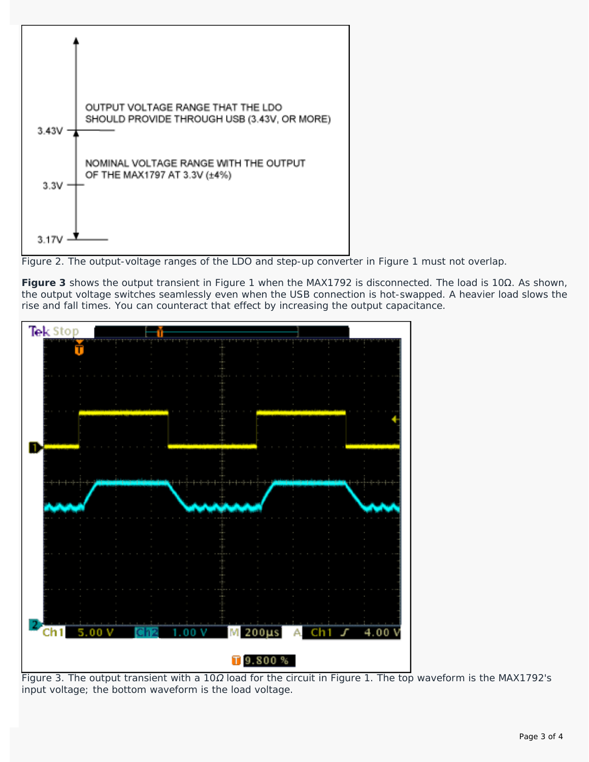Figure 2. The output-voltage ranges of the LDO and step-up converter in Figure 1 must not overlap.

**Figure 3** shows the output transient in Figure 1 when the MAX1792 is disconnected. The load is 10Ω. As shown, the output voltage switches seamlessly even when the USB connection is hot-swapped. A heavier load slows the rise and fall times. You can counteract that effect by increasing the output capacitance.

Figure 3. The output transient with a 10Ω load for the circuit in Figure 1. The top waveform is the MAX1792's input voltage; the bottom waveform is the load voltage.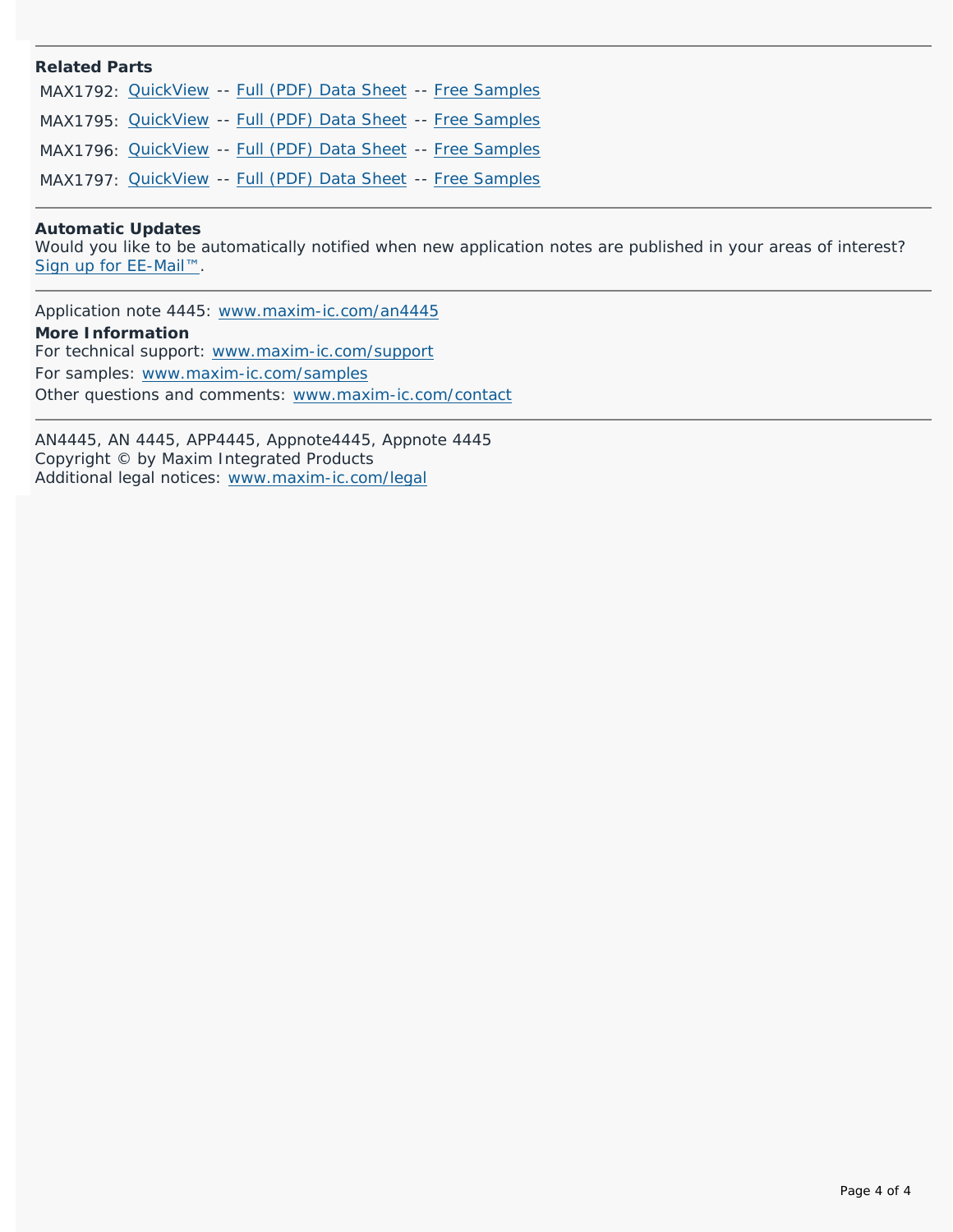**Related Parts**

MAX1792: QuickView -- Full (PDF) Data Sheet -- Free Samples

MAX1795: QuickView -- Full (PDF) Data Sheet -- Free Samples

MAX1796: QuickView -- Full (PDF) Data Sheet -- Free Samples

MAX1797: QuickView -- Full (PDF) Data Sheet -- Free Samples

---

**Automatic Updates**

Would you like to be automatically notified when new application notes are published in your areas of interest? Sign up for EE-Mail™.

---

Application note 4445: www.maxim-ic.com/an4445

**More Information**

For technical support: www.maxim-ic.com/support

For samples: www.maxim-ic.com/samples

Other questions and comments: www.maxim-ic.com/contact

---

AN4445, AN 4445, APP4445, Appnote4445, Appnote 4445

Copyright © by Maxim Integrated Products

Additional legal notices: www.maxim-ic.com/legal